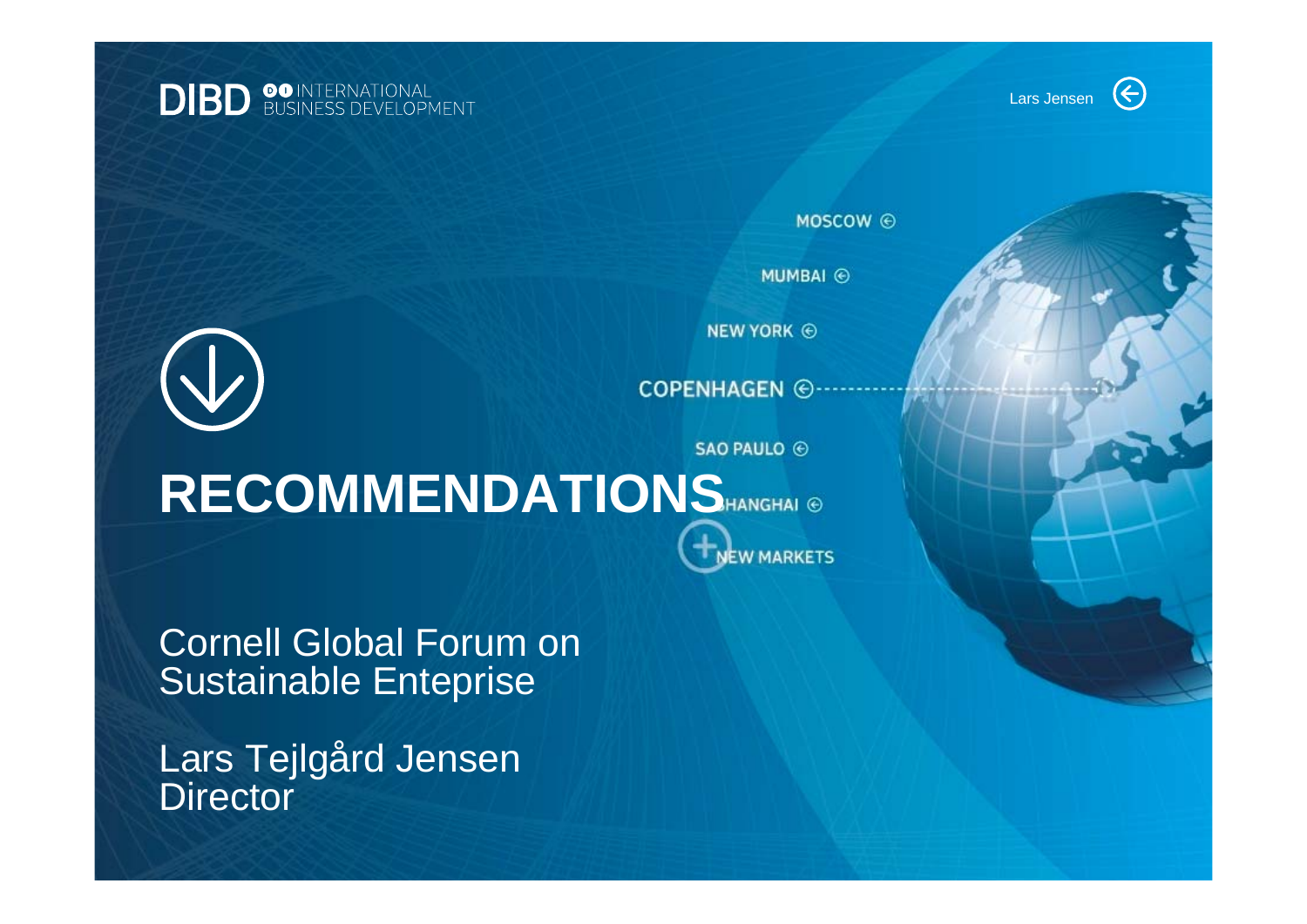DIBD INTERNATIONAL BUSINESS DEVELOPMENT

Lars Jensen

MOSCOW

MUMBAI

NEW YORK

COPENHAGEN

SAO PAULO

SHANGHAI

NEW MARKETS

# RECOMMENDATIONS

Cornell Global Forum on Sustainable Enteprise

Lars Tejlgård Jensen
Director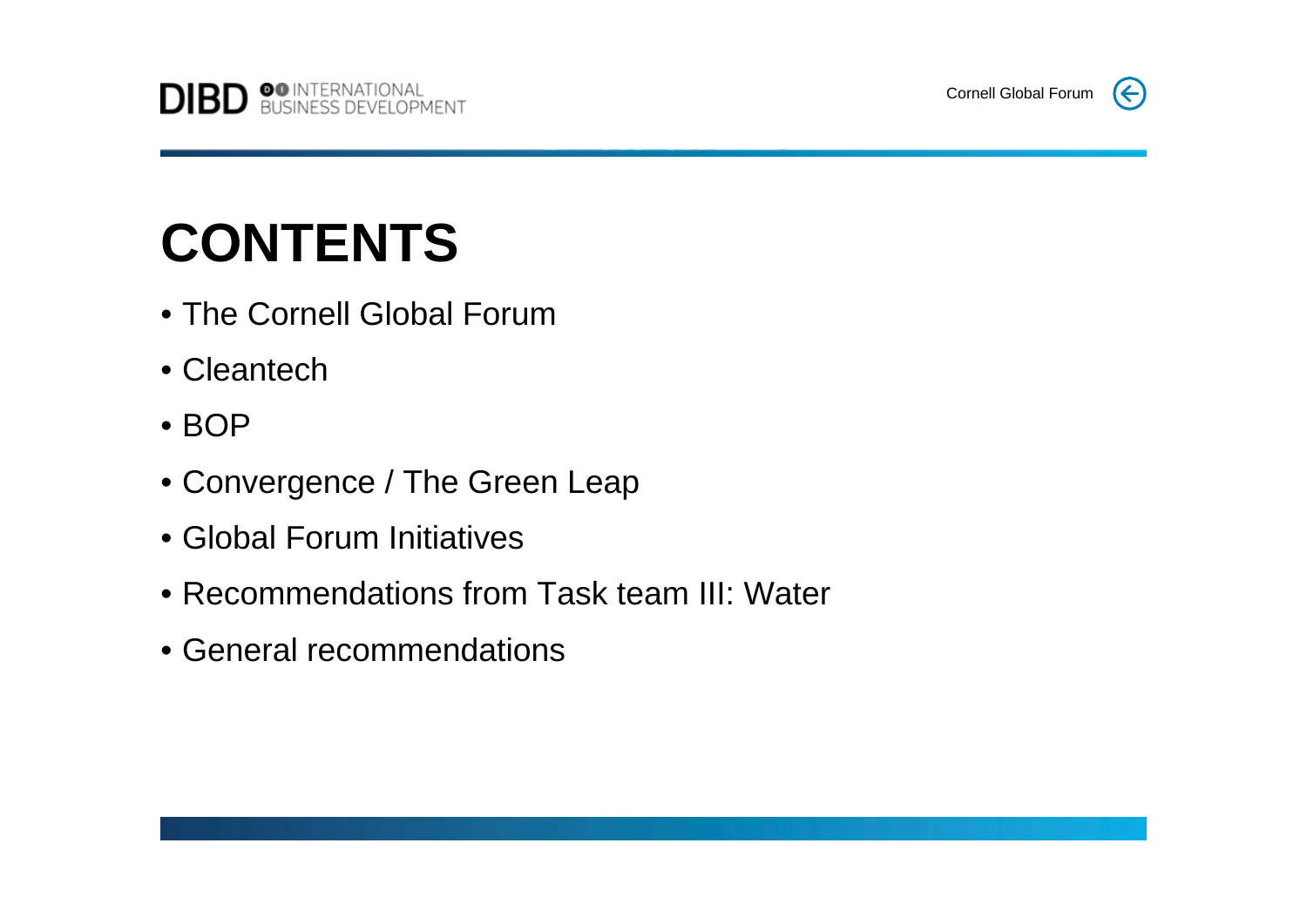# CONTENTS

- The Cornell Global Forum
- Cleantech
- BOP
- Convergence / The Green Leap
- Global Forum Initiatives
- Recommendations from Task team III: Water
- General recommendations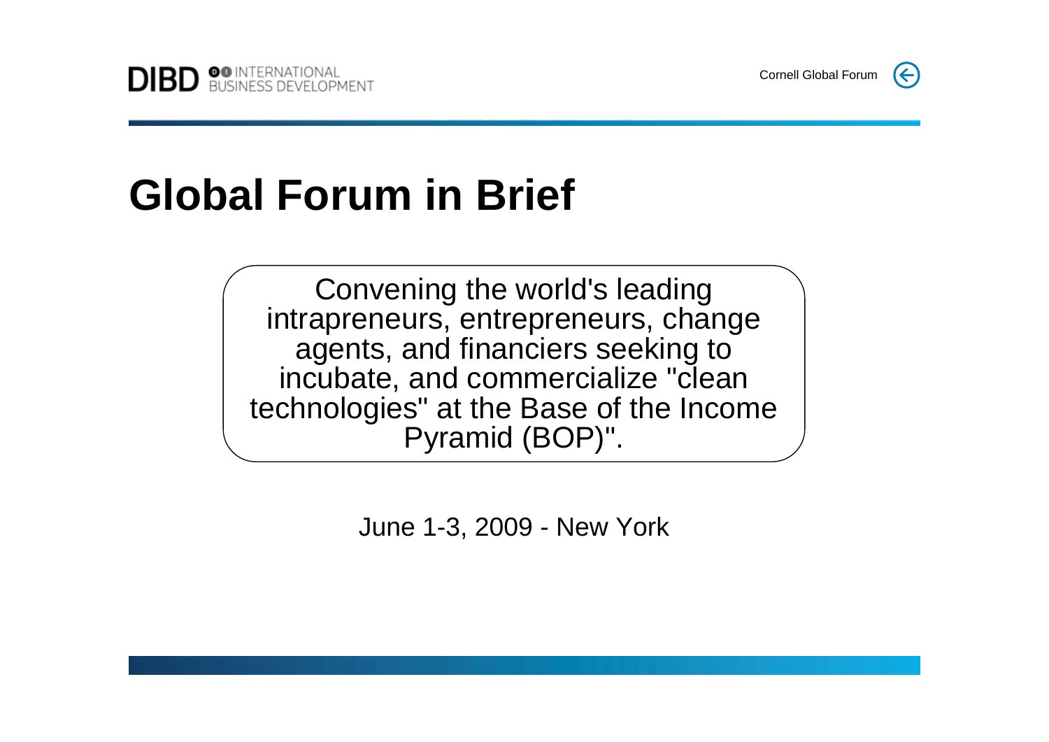# Global Forum in Brief

Convening the world's leading intrapreneurs, entrepreneurs, change agents, and financiers seeking to incubate, and commercialize "clean technologies" at the Base of the Income Pyramid (BOP)".

June 1-3, 2009 - New York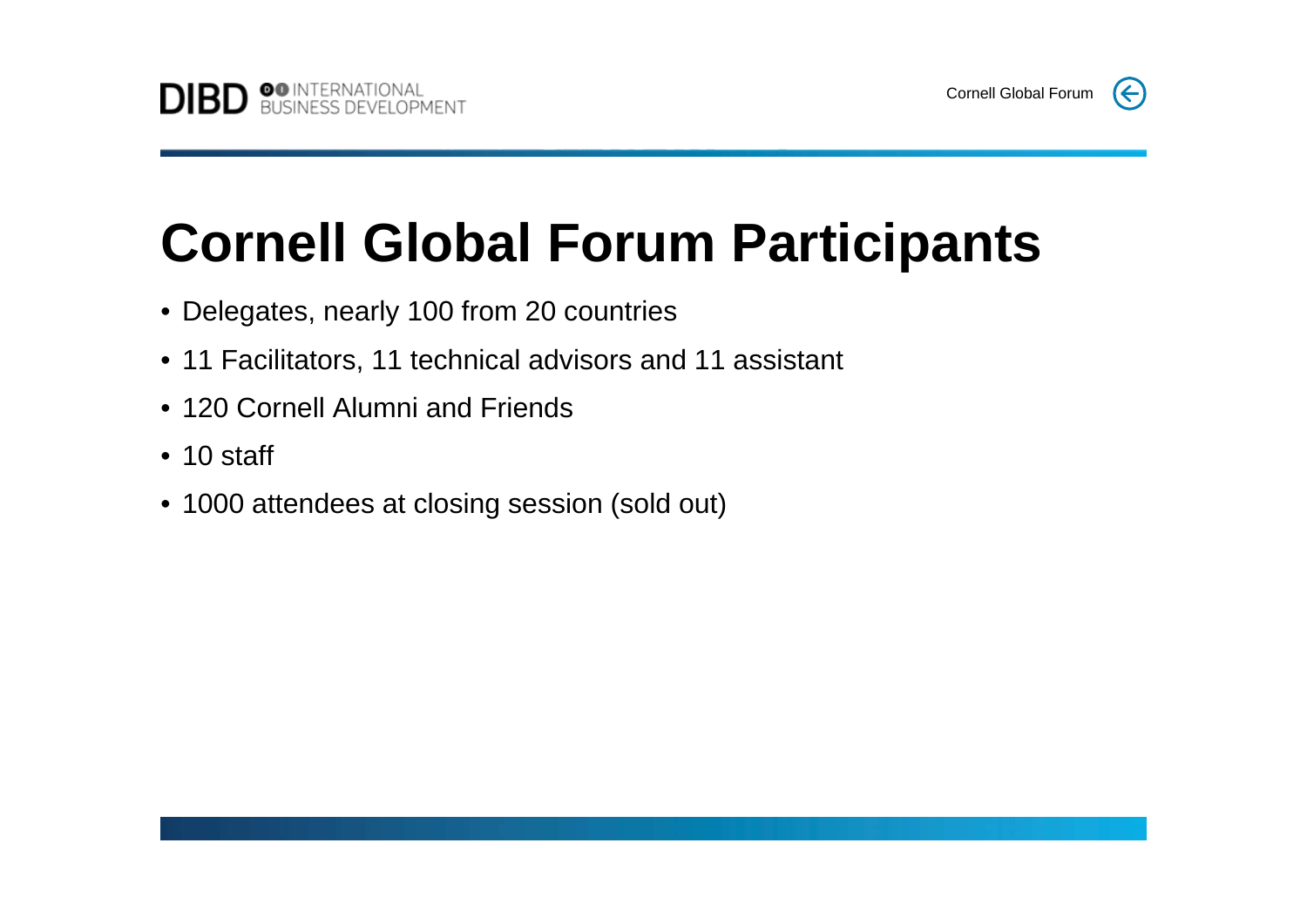# Cornell Global Forum Participants

- Delegates, nearly 100 from 20 countries
- 11 Facilitators, 11 technical advisors and 11 assistant
- 120 Cornell Alumni and Friends
- 10 staff
- 1000 attendees at closing session (sold out)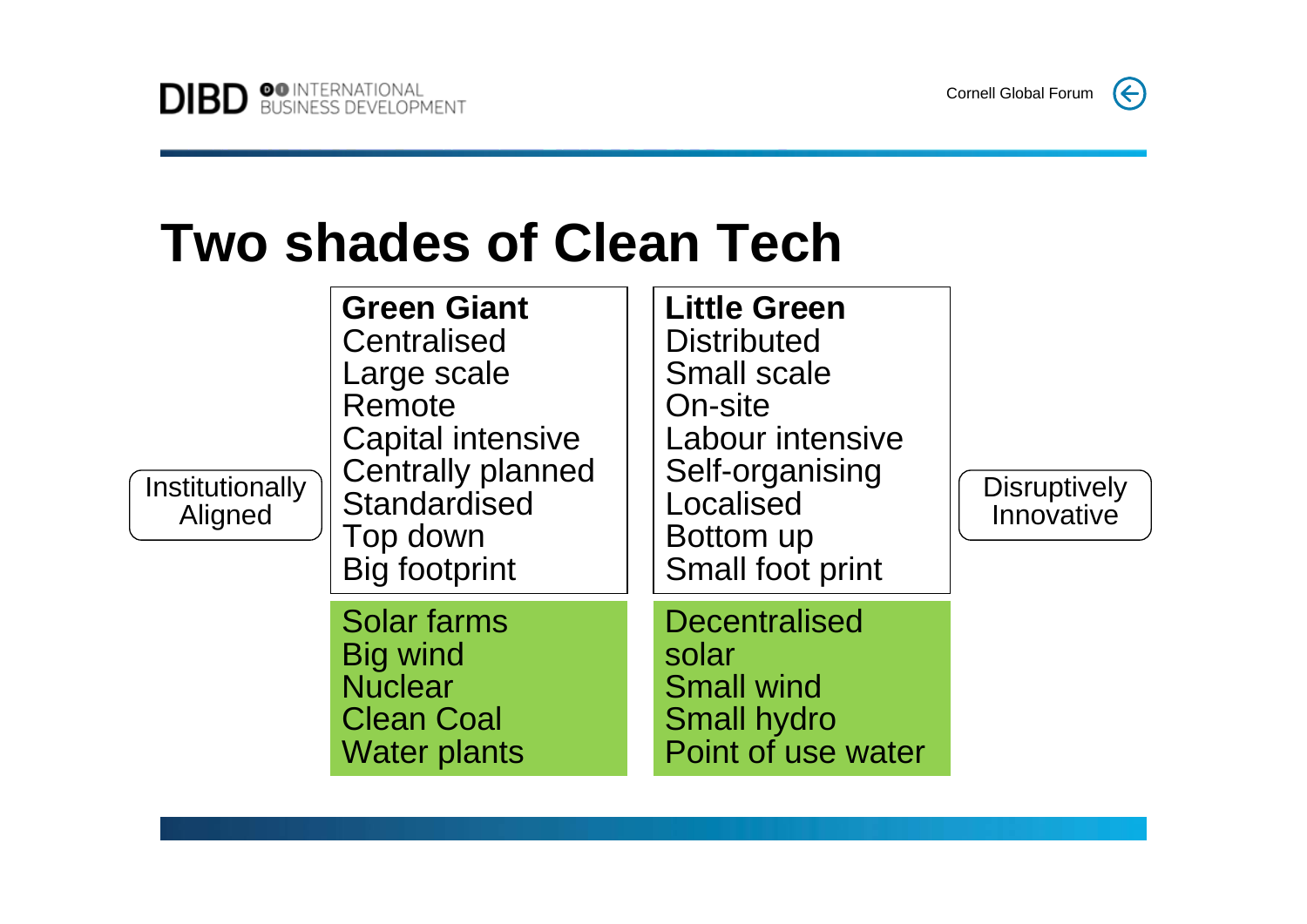# Two shades of Clean Tech

| Institutionally Aligned | **Green Giant** | **Little Green** | Disruptively Innovative |
|---|---|---|---|
| | Centralised | Distributed | |
| | Large scale | Small scale | |
| | Remote | On-site | |
| | Capital intensive | Labour intensive | |
| | Centrally planned | Self-organising | |
| | Standardised | Localised | |
| | Top down | Bottom up | |
| | Big footprint | Small foot print | |
| | Solar farms | Decentralised solar | |
| | Big wind | Small wind | |
| | Nuclear | Small hydro | |
| | Clean Coal | Point of use water | |
| | Water plants | | |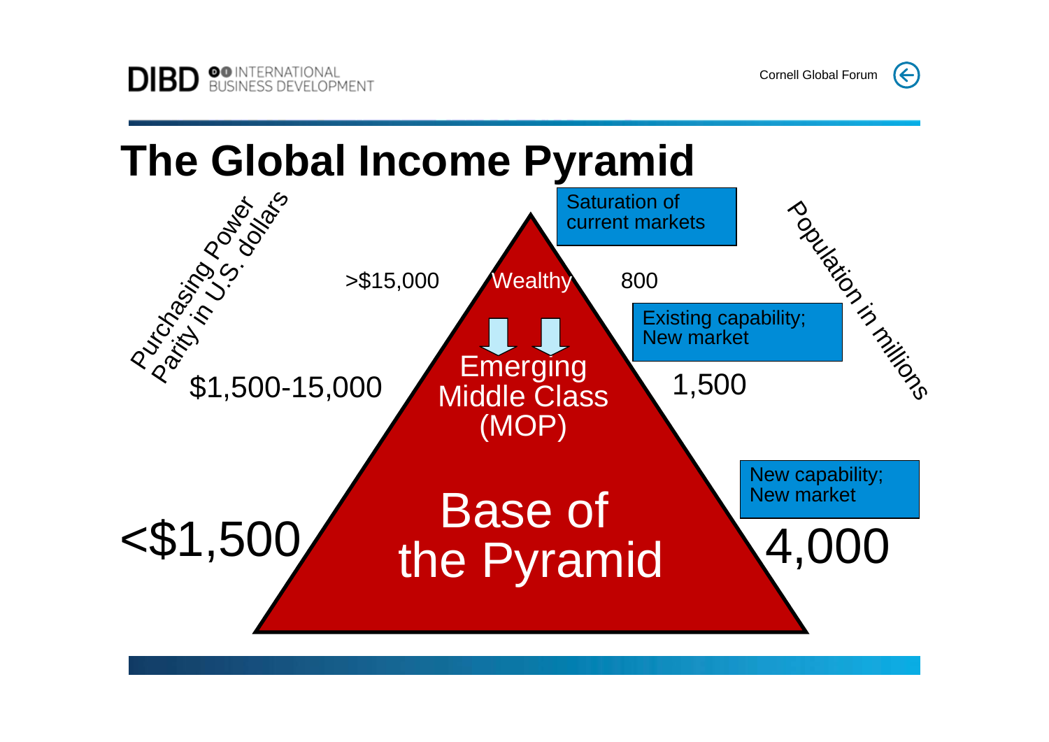# The Global Income Pyramid

| Purchasing Power Parity in U.S. dollars | Tier | Population in millions | |
|---|---|---|---|
| >$15,000 | Wealthy | 800 | Saturation of current markets |
| $1,500-15,000 | Emerging Middle Class (MOP) | 1,500 | Existing capability; New market |
| <$1,500 | Base of the Pyramid | 4,000 | New capability; New market |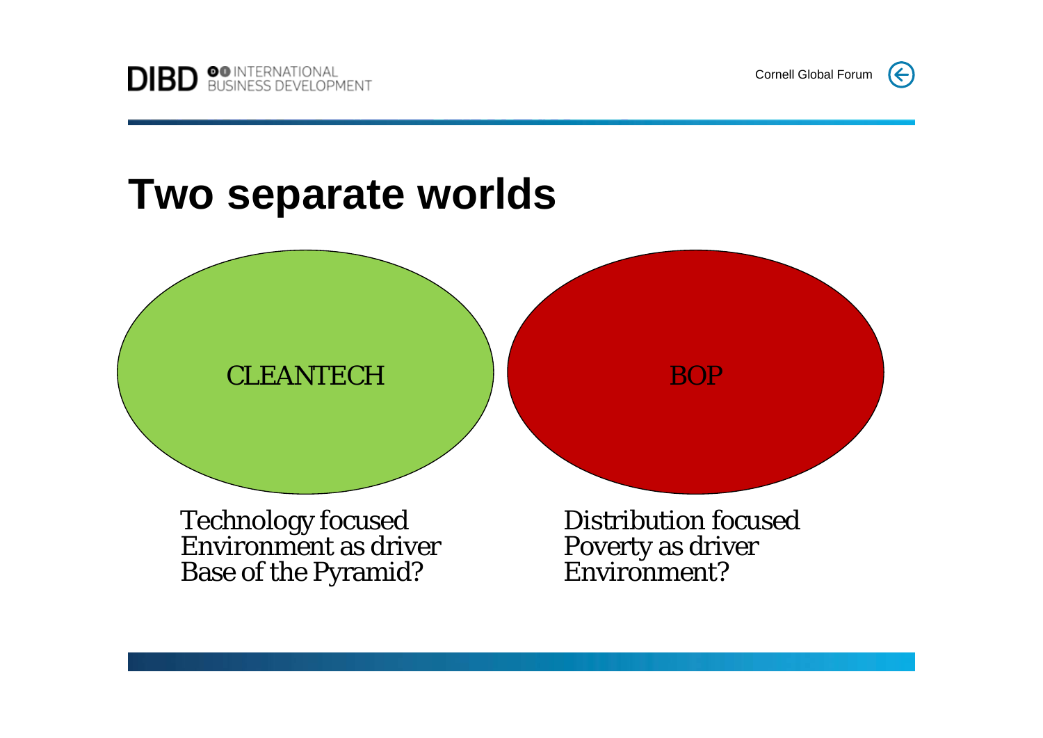# Two separate worlds

CLEANTECH

BOP

Technology focused
Environment as driver
Base of the Pyramid?

Distribution focused
Poverty as driver
Environment?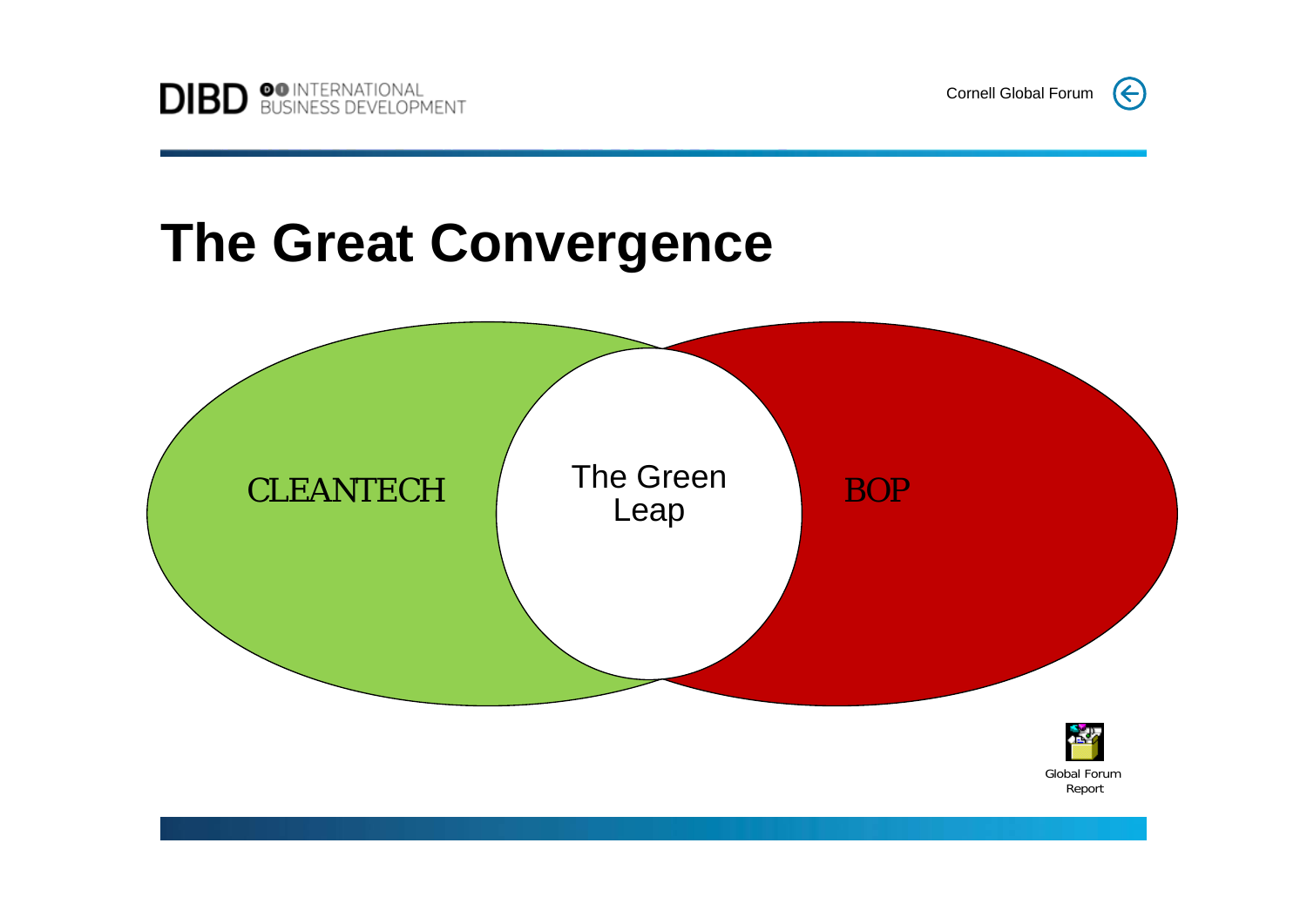# The Great Convergence

CLEANTECH

The Green Leap

BOP

Global Forum Report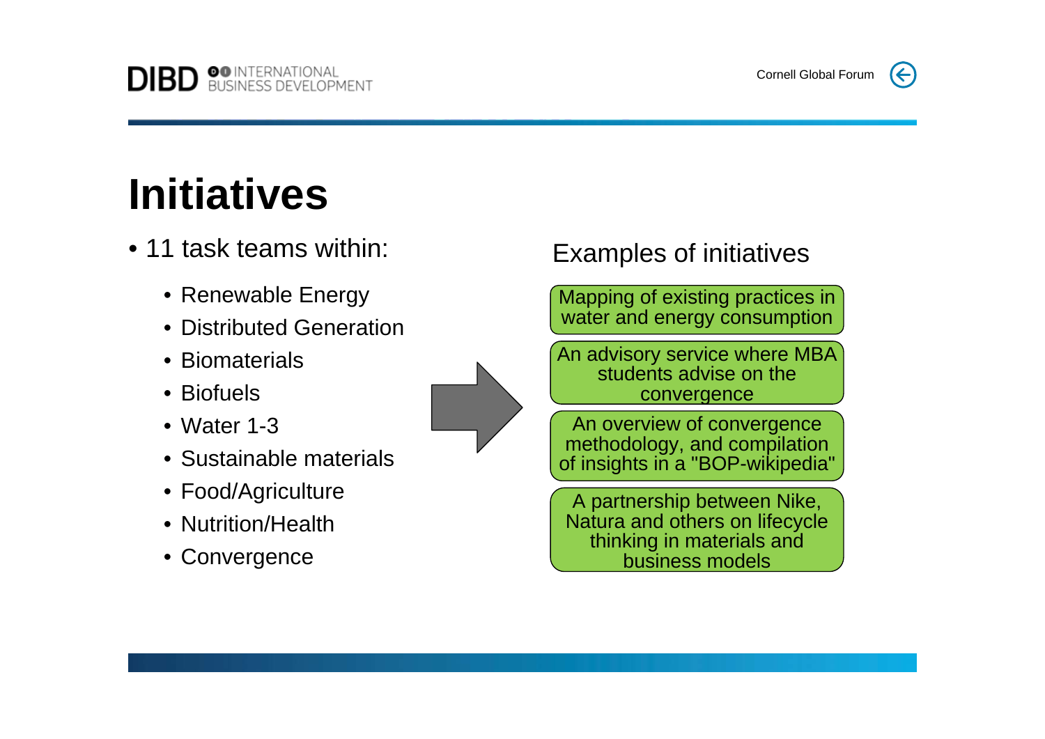# Initiatives

- 11 task teams within:
  - Renewable Energy
  - Distributed Generation
  - Biomaterials
  - Biofuels
  - Water 1-3
  - Sustainable materials
  - Food/Agriculture
  - Nutrition/Health
  - Convergence

## Examples of initiatives

- Mapping of existing practices in water and energy consumption
- An advisory service where MBA students advise on the convergence
- An overview of convergence methodology, and compilation of insights in a "BOP-wikipedia"
- A partnership between Nike, Natura and others on lifecycle thinking in materials and business models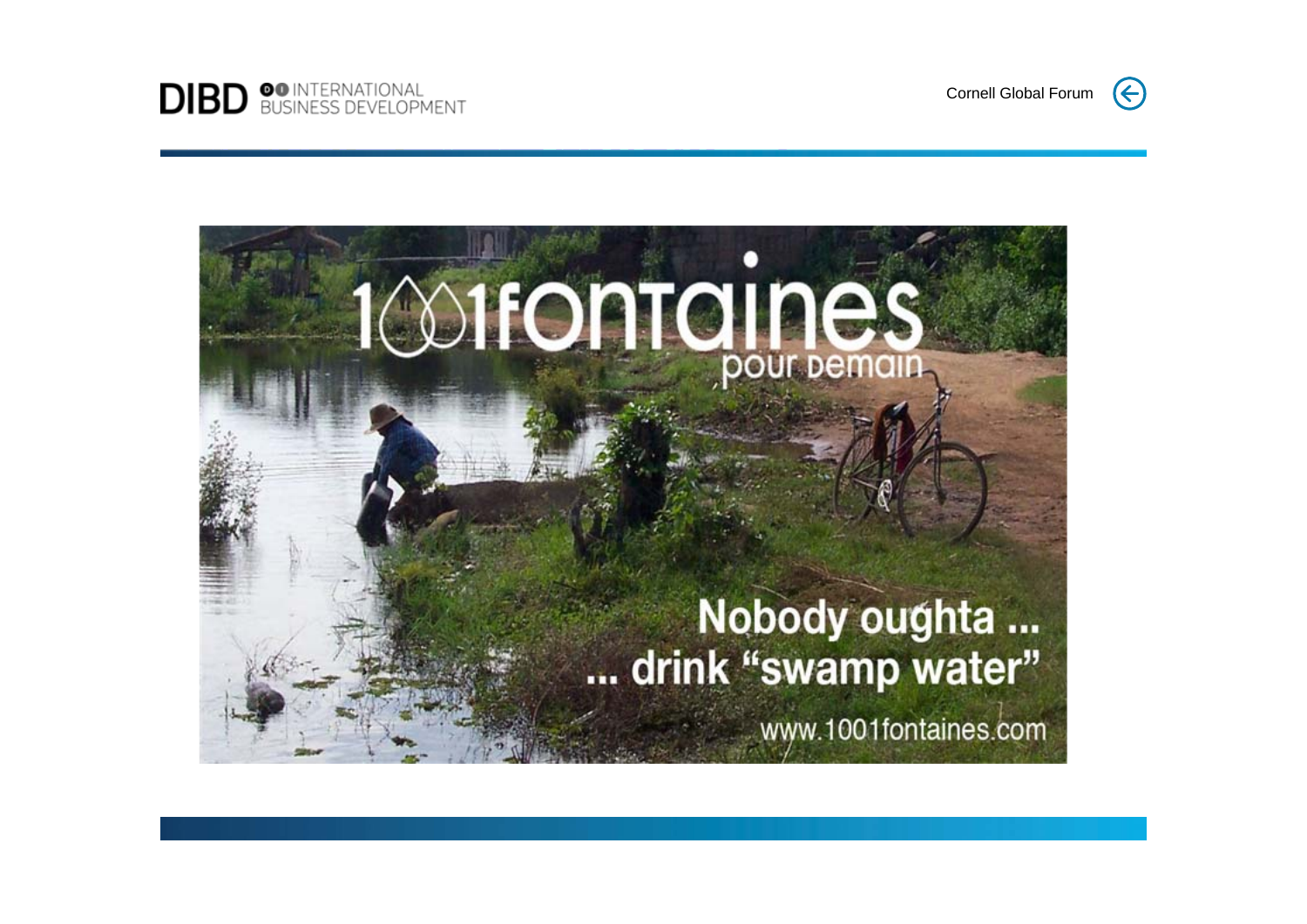1001fontaines pour Demain

Nobody oughta ...
... drink "swamp water"

www.1001fontaines.com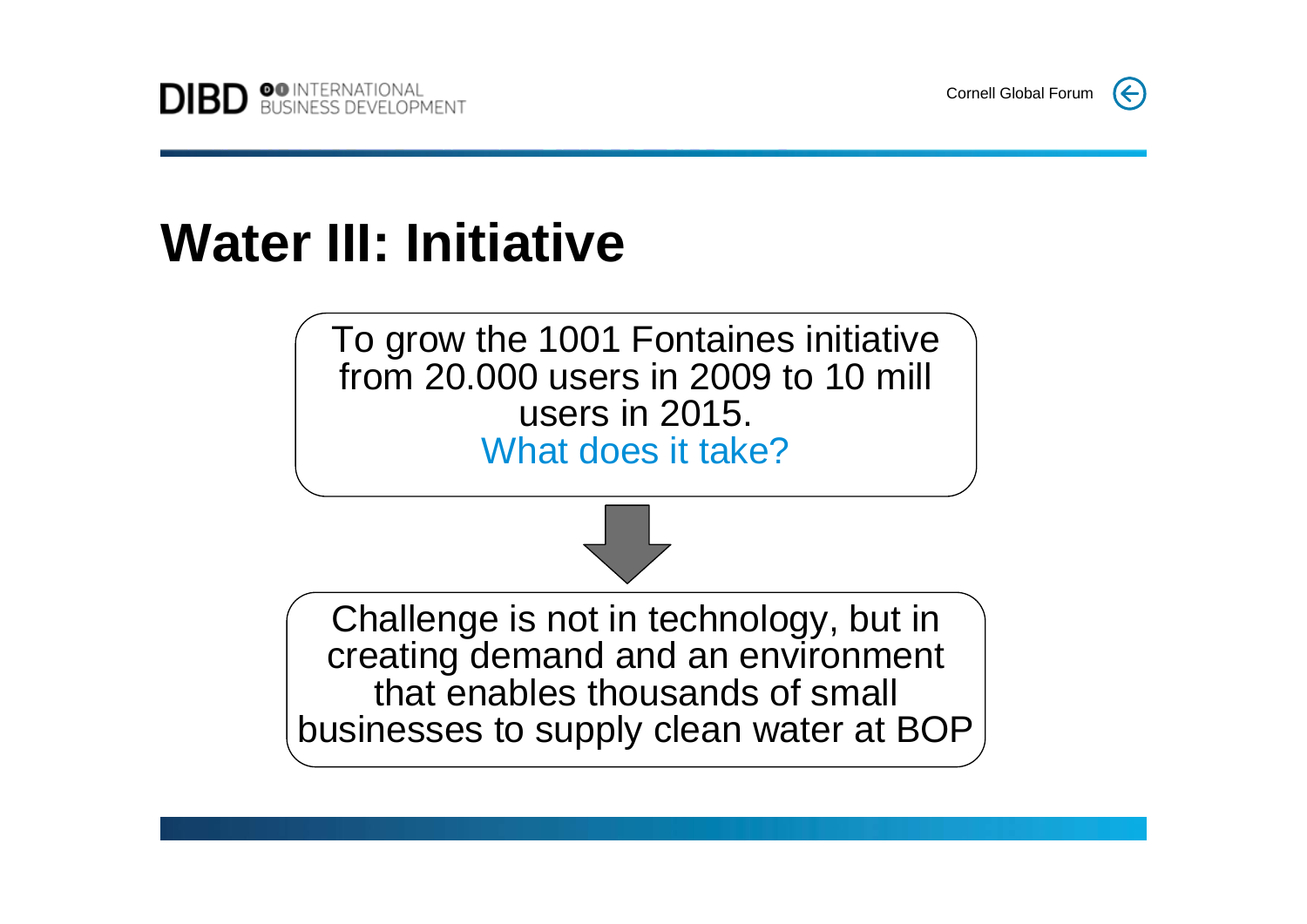# Water III: Initiative

To grow the 1001 Fontaines initiative from 20.000 users in 2009 to 10 mill users in 2015.
What does it take?

Challenge is not in technology, but in creating demand and an environment that enables thousands of small businesses to supply clean water at BOP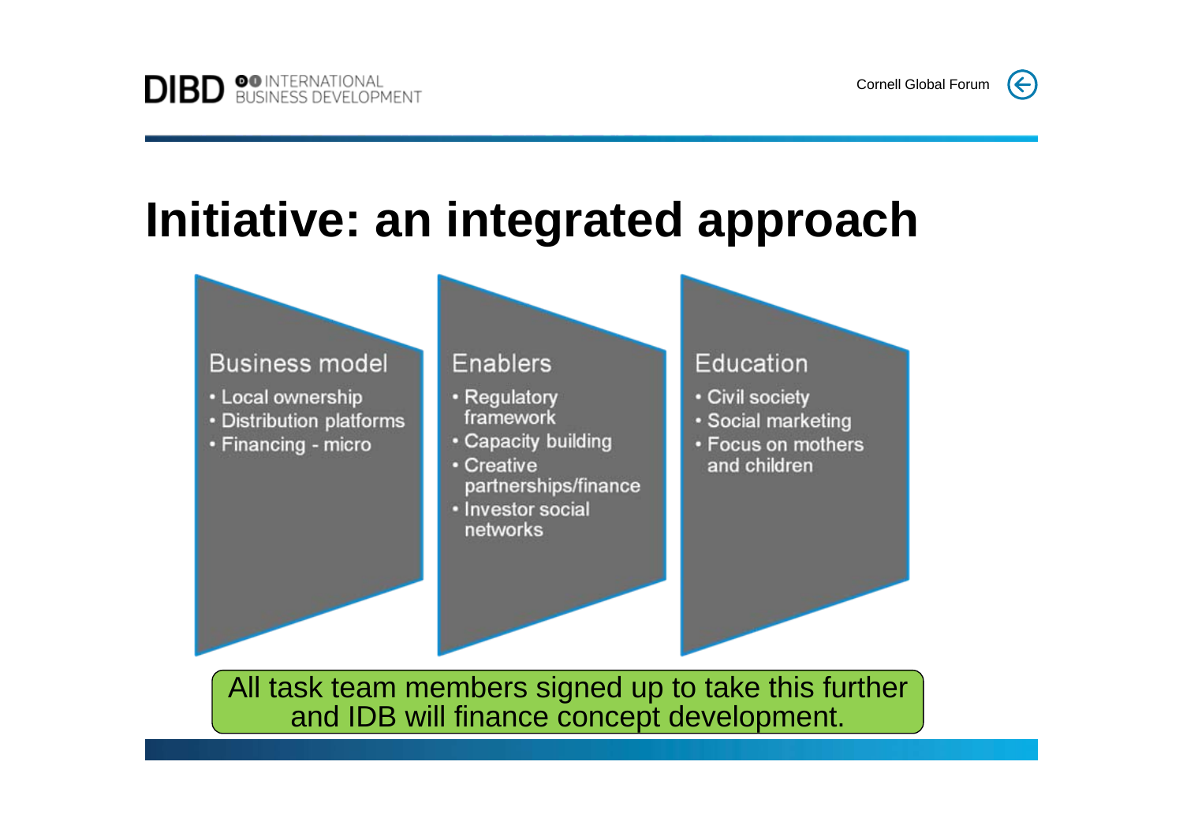# Initiative: an integrated approach

### Business model

- Local ownership
- Distribution platforms
- Financing - micro

### Enablers

- Regulatory framework
- Capacity building
- Creative partnerships/finance
- Investor social networks

### Education

- Civil society
- Social marketing
- Focus on mothers and children

All task team members signed up to take this further and IDB will finance concept development.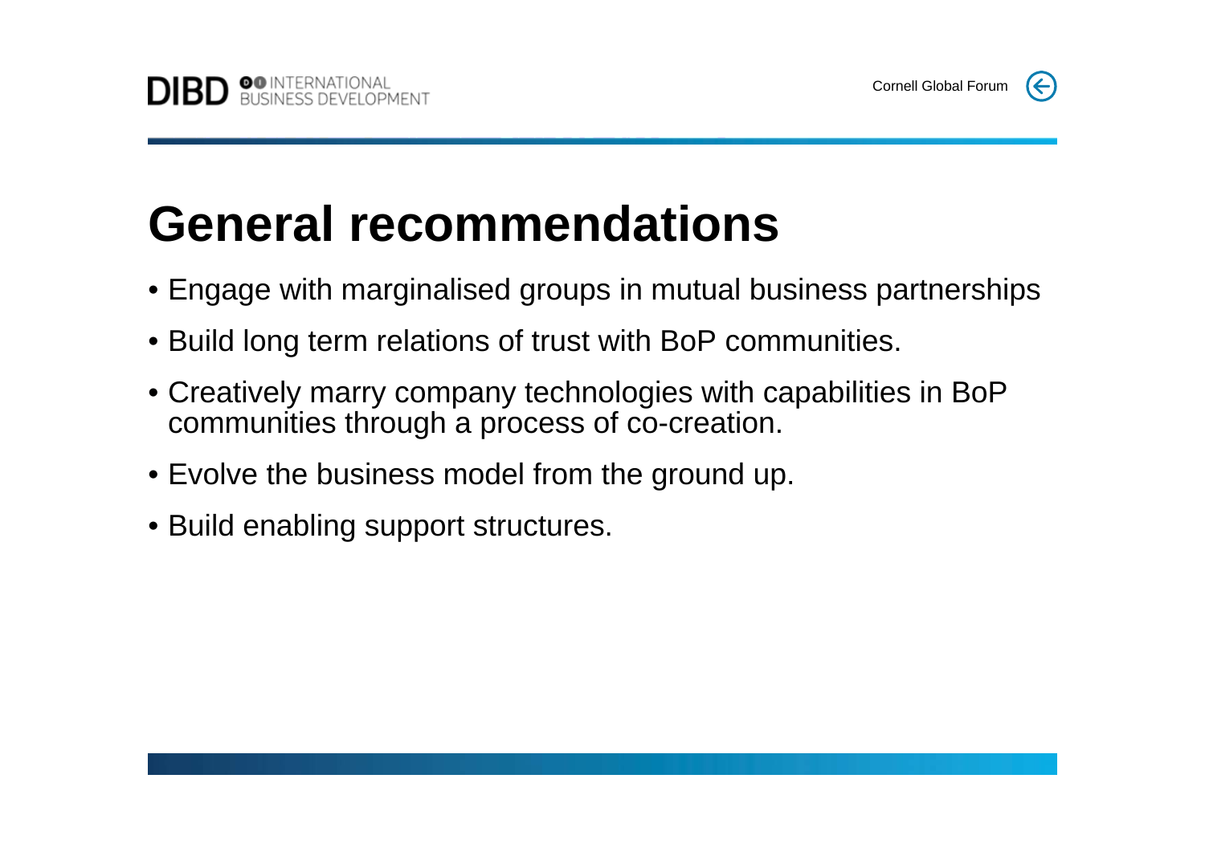# General recommendations

- Engage with marginalised groups in mutual business partnerships
- Build long term relations of trust with BoP communities.
- Creatively marry company technologies with capabilities in BoP communities through a process of co-creation.
- Evolve the business model from the ground up.
- Build enabling support structures.